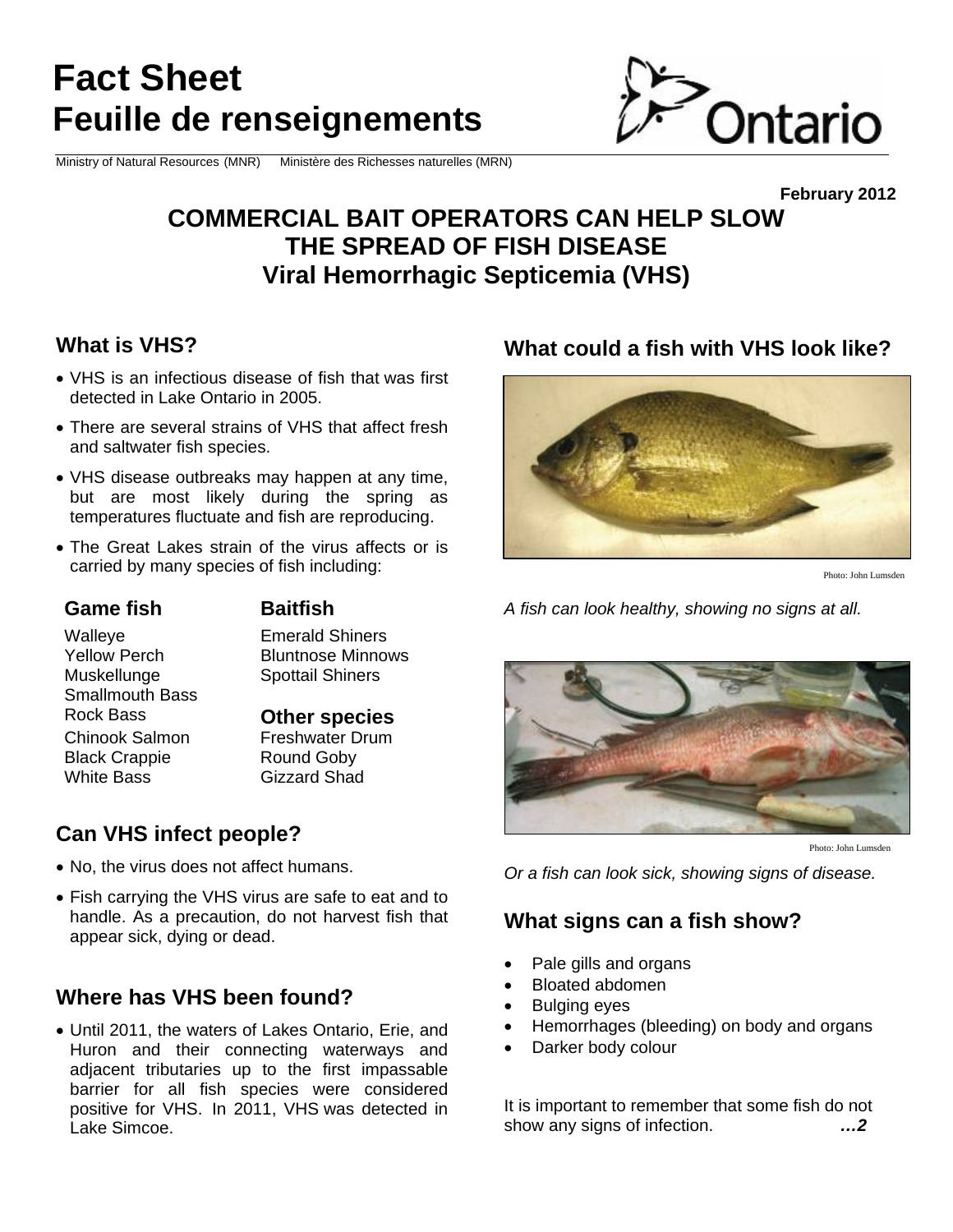# Fact Sheet
# Feuille de renseignements

Ministry of Natural Resources (MNR) Ministère des Richesses naturelles (MRN)

**February 2012**

## COMMERCIAL BAIT OPERATORS CAN HELP SLOW THE SPREAD OF FISH DISEASE
## Viral Hemorrhagic Septicemia (VHS)

### What is VHS?

- VHS is an infectious disease of fish that was first detected in Lake Ontario in 2005.
- There are several strains of VHS that affect fresh and saltwater fish species.
- VHS disease outbreaks may happen at any time, but are most likely during the spring as temperatures fluctuate and fish are reproducing.
- The Great Lakes strain of the virus affects or is carried by many species of fish including:

**Game fish**

Walleye
Yellow Perch
Muskellunge
Smallmouth Bass
Rock Bass
Chinook Salmon
Black Crappie
White Bass

**Baitfish**

Emerald Shiners
Bluntnose Minnows
Spottail Shiners

**Other species**

Freshwater Drum
Round Goby
Gizzard Shad

### Can VHS infect people?

- No, the virus does not affect humans.
- Fish carrying the VHS virus are safe to eat and to handle. As a precaution, do not harvest fish that appear sick, dying or dead.

### Where has VHS been found?

- Until 2011, the waters of Lakes Ontario, Erie, and Huron and their connecting waterways and adjacent tributaries up to the first impassable barrier for all fish species were considered positive for VHS. In 2011, VHS was detected in Lake Simcoe.

### What could a fish with VHS look like?

Photo: John Lumsden

*A fish can look healthy, showing no signs at all.*

Photo: John Lumsden

*Or a fish can look sick, showing signs of disease.*

### What signs can a fish show?

- Pale gills and organs
- Bloated abdomen
- Bulging eyes
- Hemorrhages (bleeding) on body and organs
- Darker body colour

It is important to remember that some fish do not show any signs of infection.

***…2***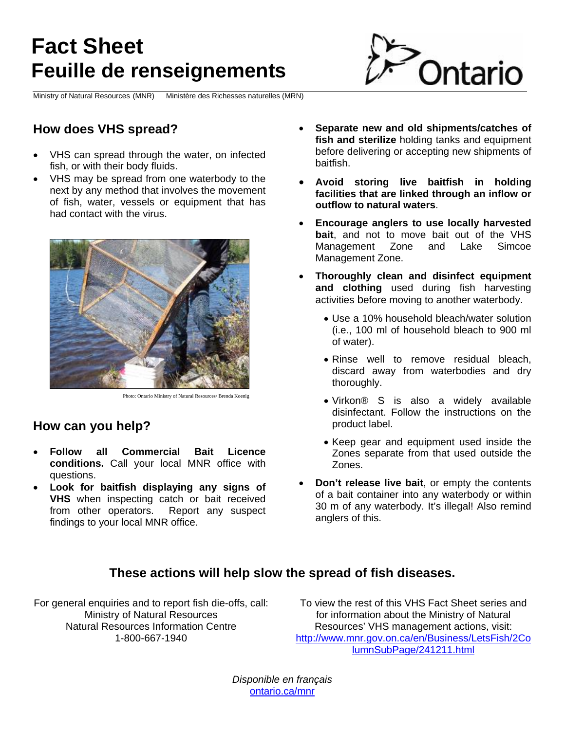# Fact Sheet
# Feuille de renseignements

Ministry of Natural Resources (MNR) Ministère des Richesses naturelles (MRN)

## How does VHS spread?

- VHS can spread through the water, on infected fish, or with their body fluids.
- VHS may be spread from one waterbody to the next by any method that involves the movement of fish, water, vessels or equipment that has had contact with the virus.

Photo: Ontario Ministry of Natural Resources/ Brenda Koenig

## How can you help?

- **Follow all Commercial Bait Licence conditions.** Call your local MNR office with questions.
- **Look for baitfish displaying any signs of VHS** when inspecting catch or bait received from other operators. Report any suspect findings to your local MNR office.
- **Separate new and old shipments/catches of fish and sterilize** holding tanks and equipment before delivering or accepting new shipments of baitfish.
- **Avoid storing live baitfish in holding facilities that are linked through an inflow or outflow to natural waters**.
- **Encourage anglers to use locally harvested bait**, and not to move bait out of the VHS Management Zone and Lake Simcoe Management Zone.
- **Thoroughly clean and disinfect equipment and clothing** used during fish harvesting activities before moving to another waterbody.
  - Use a 10% household bleach/water solution (i.e., 100 ml of household bleach to 900 ml of water).
  - Rinse well to remove residual bleach, discard away from waterbodies and dry thoroughly.
  - Virkon® S is also a widely available disinfectant. Follow the instructions on the product label.
  - Keep gear and equipment used inside the Zones separate from that used outside the Zones.
- **Don't release live bait**, or empty the contents of a bait container into any waterbody or within 30 m of any waterbody. It's illegal! Also remind anglers of this.

### These actions will help slow the spread of fish diseases.

For general enquiries and to report fish die-offs, call:
Ministry of Natural Resources
Natural Resources Information Centre
1-800-667-1940

To view the rest of this VHS Fact Sheet series and for information about the Ministry of Natural Resources' VHS management actions, visit:
http://www.mnr.gov.on.ca/en/Business/LetsFish/2ColumnSubPage/241211.html

*Disponible en français*
ontario.ca/mnr